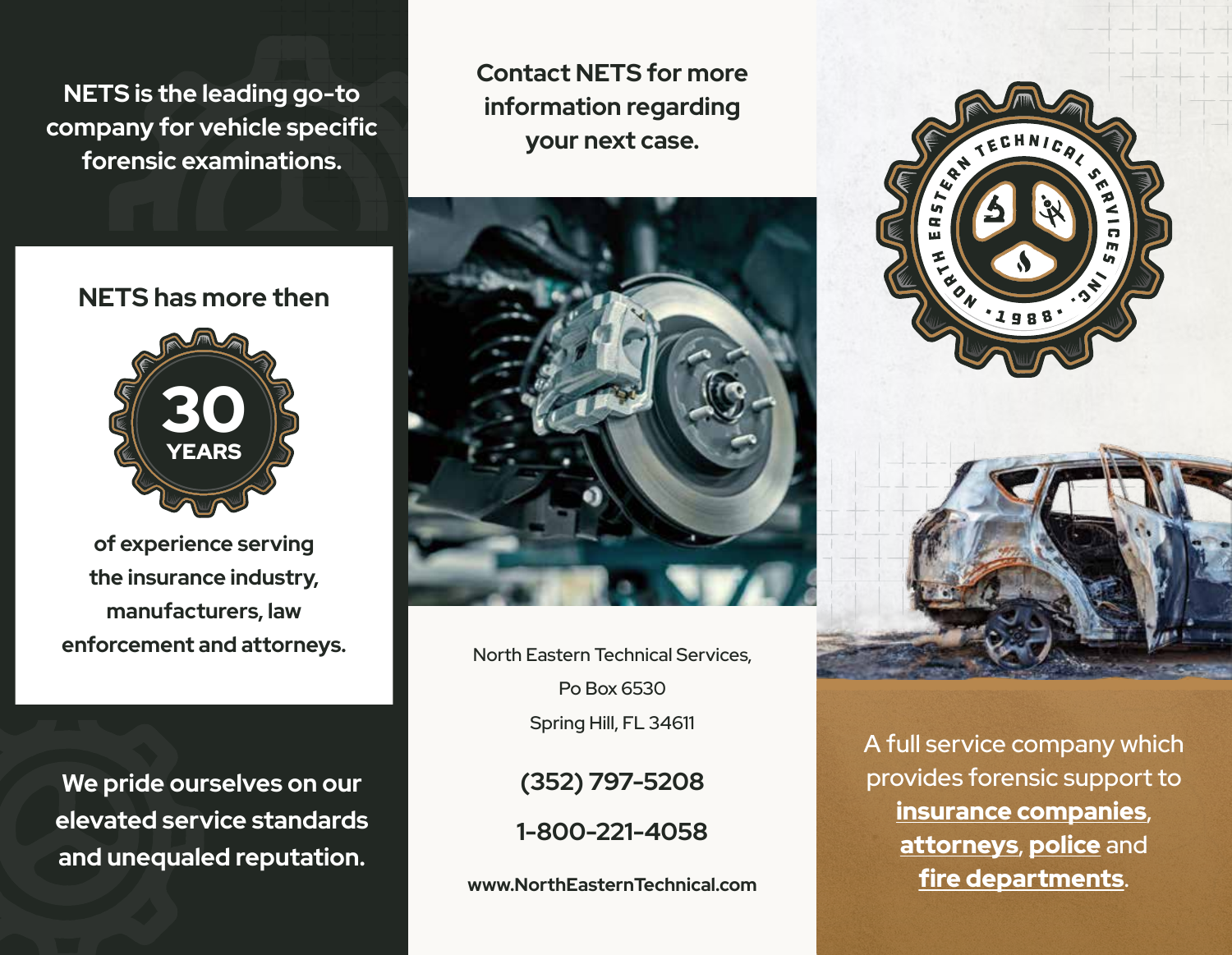**NETS is the leading go-to company for vehicle specific forensic examinations.**

**NETS has more then**

**30 YEARS**

**of experience serving the insurance industry, manufacturers, law enforcement and attorneys.**

**We pride ourselves on our elevated service standards and unequaled reputation.**

**Contact NETS for more information regarding your next case.**

North Eastern Technical Services,
Po Box 6530
Spring Hill, FL 34611

**(352) 797-5208**

**1-800-221-4058**

**www.NorthEasternTechnical.com**

NORTH EASTERN TECHNICAL SERVICES INC. • 1988 •

A full service company which provides forensic support to **insurance companies**, **attorneys**, **police** and **fire departments**.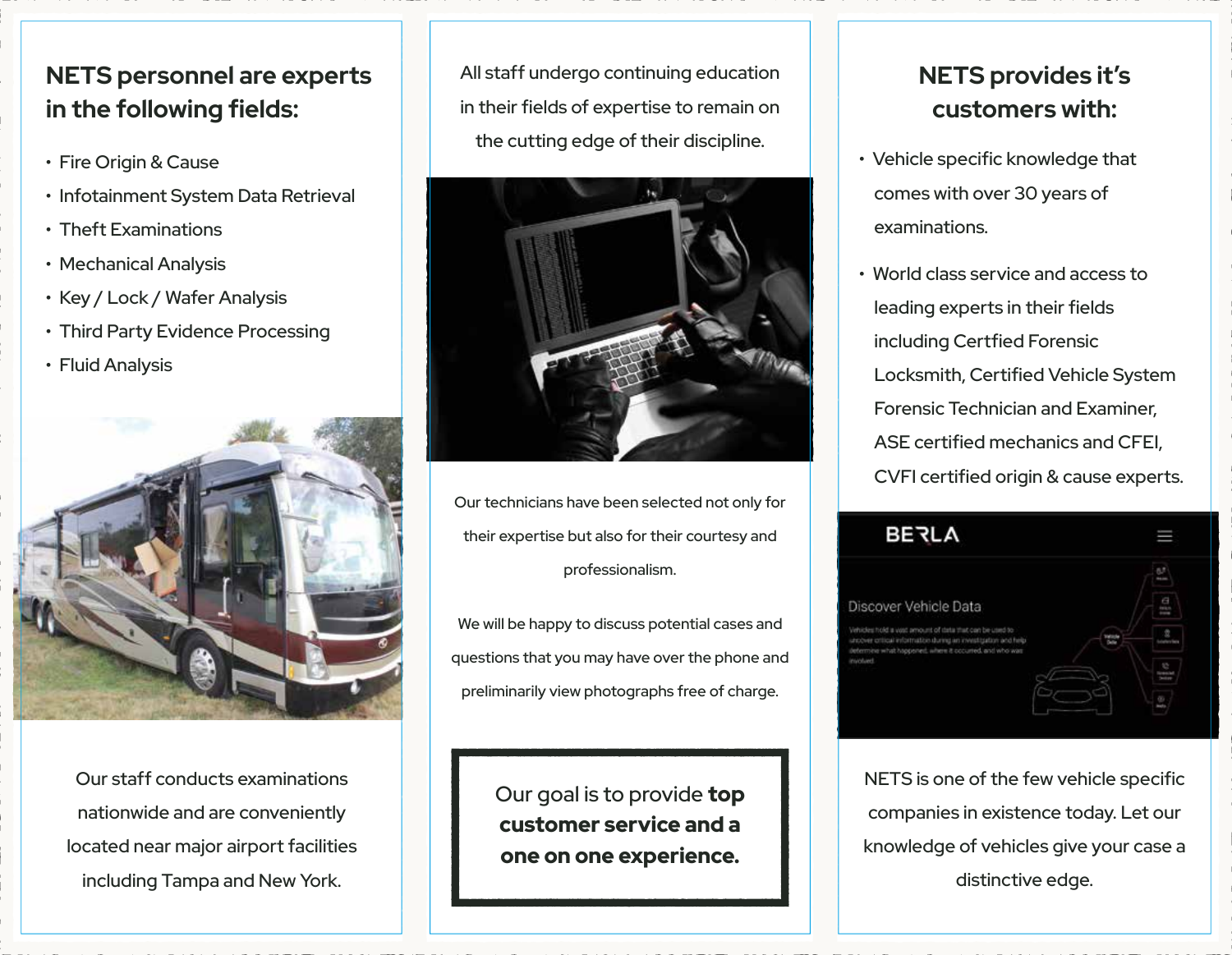## NETS personnel are experts in the following fields:

- Fire Origin & Cause
- Infotainment System Data Retrieval
- Theft Examinations
- Mechanical Analysis
- Key / Lock / Wafer Analysis
- Third Party Evidence Processing
- Fluid Analysis

Our staff conducts examinations nationwide and are conveniently located near major airport facilities including Tampa and New York.

All staff undergo continuing education in their fields of expertise to remain on the cutting edge of their discipline.

Our technicians have been selected not only for their expertise but also for their courtesy and professionalism.

We will be happy to discuss potential cases and questions that you may have over the phone and preliminarily view photographs free of charge.

Our goal is to provide **top customer service and a one on one experience.**

## NETS provides it's customers with:

- Vehicle specific knowledge that comes with over 30 years of examinations.
- World class service and access to leading experts in their fields including Certfied Forensic Locksmith, Certified Vehicle System Forensic Technician and Examiner, ASE certified mechanics and CFEI, CVFI certified origin & cause experts.

NETS is one of the few vehicle specific companies in existence today. Let our knowledge of vehicles give your case a distinctive edge.